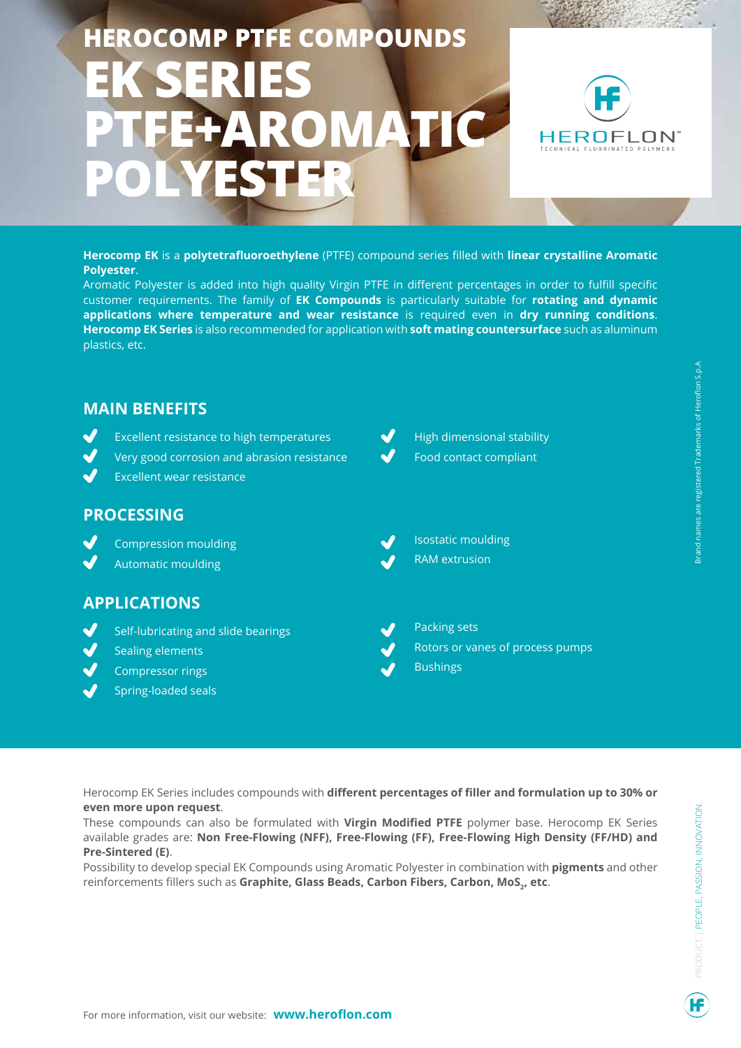# HEROCOMP PTFE COMPOUNDS

# EK SERIES PTFE+AROMATIC POLYESTER

HEROFLON™
TECHNICAL FLUORINATED POLYMERS

**Herocomp EK** is a **polytetrafluoroethylene** (PTFE) compound series filled with **linear crystalline Aromatic Polyester**.
Aromatic Polyester is added into high quality Virgin PTFE in different percentages in order to fulfill specific customer requirements. The family of **EK Compounds** is particularly suitable for **rotating and dynamic applications where temperature and wear resistance** is required even in **dry running conditions**. **Herocomp EK Series** is also recommended for application with **soft mating countersurface** such as aluminum plastics, etc.

## MAIN BENEFITS

- Excellent resistance to high temperatures
- Very good corrosion and abrasion resistance
- Excellent wear resistance
- High dimensional stability
- Food contact compliant

## PROCESSING

- Compression moulding
- Automatic moulding
- Isostatic moulding
- RAM extrusion

## APPLICATIONS

- Self-lubricating and slide bearings
- Sealing elements
- Compressor rings
- Spring-loaded seals
- Packing sets
- Rotors or vanes of process pumps
- Bushings

Brand names are registered Trademarks of Heroflon S.p.A

Herocomp EK Series includes compounds with **different percentages of filler and formulation up to 30% or even more upon request**.
These compounds can also be formulated with **Virgin Modified PTFE** polymer base. Herocomp EK Series available grades are: **Non Free-Flowing (NFF), Free-Flowing (FF), Free-Flowing High Density (FF/HD) and Pre-Sintered (E)**.
Possibility to develop special EK Compounds using Aromatic Polyester in combination with **pigments** and other reinforcements fillers such as **Graphite, Glass Beads, Carbon Fibers, Carbon, $MoS_2$, etc**.

PRODUCT | PEOPLE, PASSION, INNOVATION.

For more information, visit our website: **www.heroflon.com**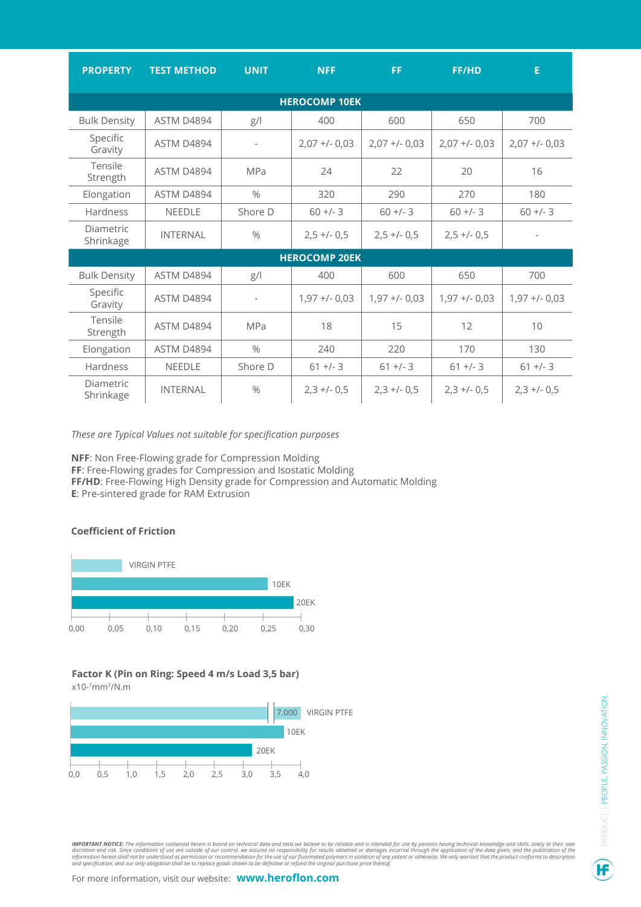| PROPERTY | TEST METHOD | UNIT | NFF | FF | FF/HD | E |
|---|---|---|---|---|---|---|
| **HEROCOMP 10EK** | | | | | | |
| Bulk Density | ASTM D4894 | g/l | 400 | 600 | 650 | 700 |
| Specific Gravity | ASTM D4894 | - | 2,07 +/- 0,03 | 2,07 +/- 0,03 | 2,07 +/- 0,03 | 2,07 +/- 0,03 |
| Tensile Strength | ASTM D4894 | MPa | 24 | 22 | 20 | 16 |
| Elongation | ASTM D4894 | % | 320 | 290 | 270 | 180 |
| Hardness | NEEDLE | Shore D | 60 +/- 3 | 60 +/- 3 | 60 +/- 3 | 60 +/- 3 |
| Diametric Shrinkage | INTERNAL | % | 2,5 +/- 0,5 | 2,5 +/- 0,5 | 2,5 +/- 0,5 | - |
| **HEROCOMP 20EK** | | | | | | |
| Bulk Density | ASTM D4894 | g/l | 400 | 600 | 650 | 700 |
| Specific Gravity | ASTM D4894 | - | 1,97 +/- 0,03 | 1,97 +/- 0,03 | 1,97 +/- 0,03 | 1,97 +/- 0,03 |
| Tensile Strength | ASTM D4894 | MPa | 18 | 15 | 12 | 10 |
| Elongation | ASTM D4894 | % | 240 | 220 | 170 | 130 |
| Hardness | NEEDLE | Shore D | 61 +/- 3 | 61 +/- 3 | 61 +/- 3 | 61 +/- 3 |
| Diametric Shrinkage | INTERNAL | % | 2,3 +/- 0,5 | 2,3 +/- 0,5 | 2,3 +/- 0,5 | 2,3 +/- 0,5 |

*These are Typical Values not suitable for specification purposes*

**NFF**: Non Free-Flowing grade for Compression Molding
**FF**: Free-Flowing grades for Compression and Isostatic Molding
**FF/HD**: Free-Flowing High Density grade for Compression and Automatic Molding
**E**: Pre-sintered grade for RAM Extrusion

**Coefficient of Friction**

VIRGIN PTFE
10EK
20EK
0,00 0,05 0,10 0,15 0,20 0,25 0,30

**Factor K (Pin on Ring: Speed 4 m/s Load 3,5 bar)**
x10-7mm³/N.m

7.000 VIRGIN PTFE
10EK
20EK
0,0 0,5 1,0 1,5 2,0 2,5 3,0 3,5 4,0

***IMPORTANT NOTICE:*** *The information contained herein is based on technical data and tests we believe to be reliable and is intended for use by persons having technical knowledge and skills, solely at their own discretion and risk. Since conditions of use are outside of our control, we assume no responsibility for results obtained or damages incurred through the application of the data given; and the publication of the information herein shall not be understood as permission or recommendation for the use of our fluorinated polymers in violation of any patent or otherwise. We only warrant that the product conforms to description and specification, and our only obligation shall be to replace goods shown to be defective or refund the original purchase price thereof.*

For more information, visit our website: **www.heroflon.com**